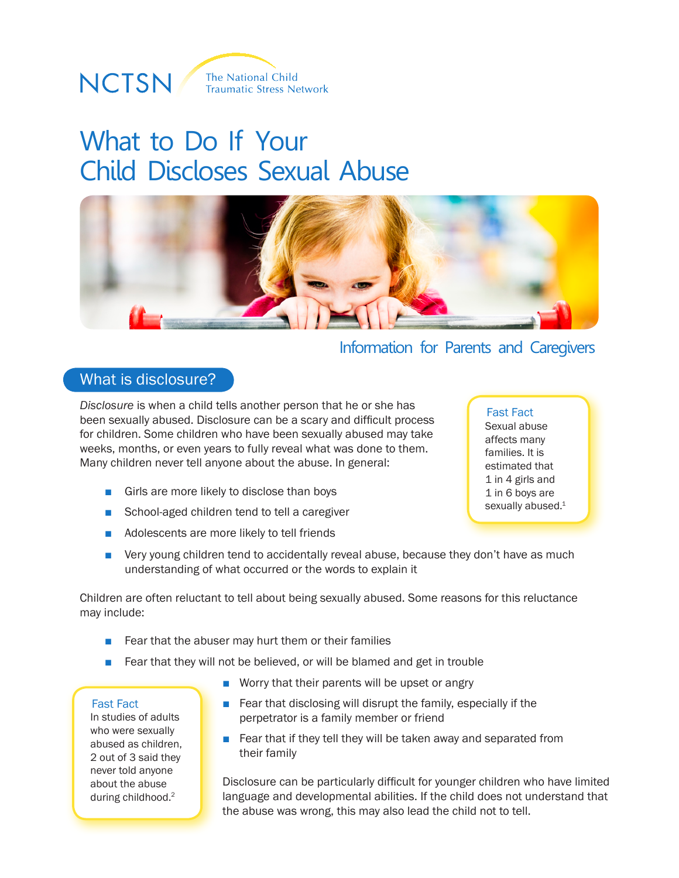NCTSN The National Child Traumatic Stress Network

# What to Do If Your Child Discloses Sexual Abuse

### Information for Parents and Caregivers

## What is disclosure?

*Disclosure* is when a child tells another person that he or she has been sexually abused. Disclosure can be a scary and difficult process for children. Some children who have been sexually abused may take weeks, months, or even years to fully reveal what was done to them. Many children never tell anyone about the abuse. In general:

> **Fast Fact**
> Sexual abuse affects many families. It is estimated that 1 in 4 girls and 1 in 6 boys are sexually abused.[1]

- Girls are more likely to disclose than boys
- School-aged children tend to tell a caregiver
- Adolescents are more likely to tell friends
- Very young children tend to accidentally reveal abuse, because they don't have as much understanding of what occurred or the words to explain it

Children are often reluctant to tell about being sexually abused. Some reasons for this reluctance may include:

- Fear that the abuser may hurt them or their families
- Fear that they will not be believed, or will be blamed and get in trouble
- Worry that their parents will be upset or angry
- Fear that disclosing will disrupt the family, especially if the perpetrator is a family member or friend
- Fear that if they tell they will be taken away and separated from their family

> **Fast Fact**
> In studies of adults who were sexually abused as children, 2 out of 3 said they never told anyone about the abuse during childhood.[2]

Disclosure can be particularly difficult for younger children who have limited language and developmental abilities. If the child does not understand that the abuse was wrong, this may also lead the child not to tell.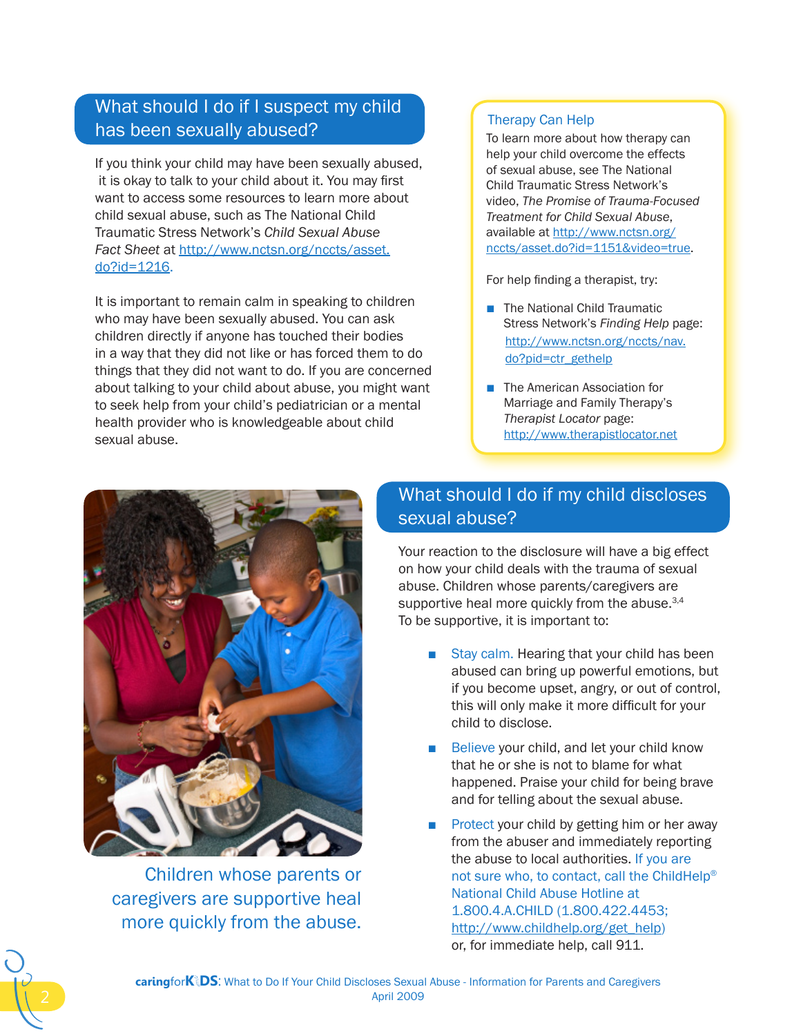## What should I do if I suspect my child has been sexually abused?

If you think your child may have been sexually abused, it is okay to talk to your child about it. You may first want to access some resources to learn more about child sexual abuse, such as The National Child Traumatic Stress Network's *Child Sexual Abuse Fact Sheet* at http://www.nctsn.org/nccts/asset.do?id=1216.

It is important to remain calm in speaking to children who may have been sexually abused. You can ask children directly if anyone has touched their bodies in a way that they did not like or has forced them to do things that they did not want to do. If you are concerned about talking to your child about abuse, you might want to seek help from your child's pediatrician or a mental health provider who is knowledgeable about child sexual abuse.

### Therapy Can Help

To learn more about how therapy can help your child overcome the effects of sexual abuse, see The National Child Traumatic Stress Network's video, *The Promise of Trauma-Focused Treatment for Child Sexual Abuse*, available at http://www.nctsn.org/nccts/asset.do?id=1151&video=true.

For help finding a therapist, try:

- The National Child Traumatic Stress Network's *Finding Help* page: http://www.nctsn.org/nccts/nav.do?pid=ctr_gethelp
- The American Association for Marriage and Family Therapy's *Therapist Locator* page: http://www.therapistlocator.net

Children whose parents or caregivers are supportive heal more quickly from the abuse.

## What should I do if my child discloses sexual abuse?

Your reaction to the disclosure will have a big effect on how your child deals with the trauma of sexual abuse. Children whose parents/caregivers are supportive heal more quickly from the abuse.[3,4] To be supportive, it is important to:

- **Stay calm.** Hearing that your child has been abused can bring up powerful emotions, but if you become upset, angry, or out of control, this will only make it more difficult for your child to disclose.
- **Believe** your child, and let your child know that he or she is not to blame for what happened. Praise your child for being brave and for telling about the sexual abuse.
- **Protect** your child by getting him or her away from the abuser and immediately reporting the abuse to local authorities. If you are not sure who, to contact, call the ChildHelp® National Child Abuse Hotline at 1.800.4.A.CHILD (1.800.422.4453; http://www.childhelp.org/get_help) or, for immediate help, call 911.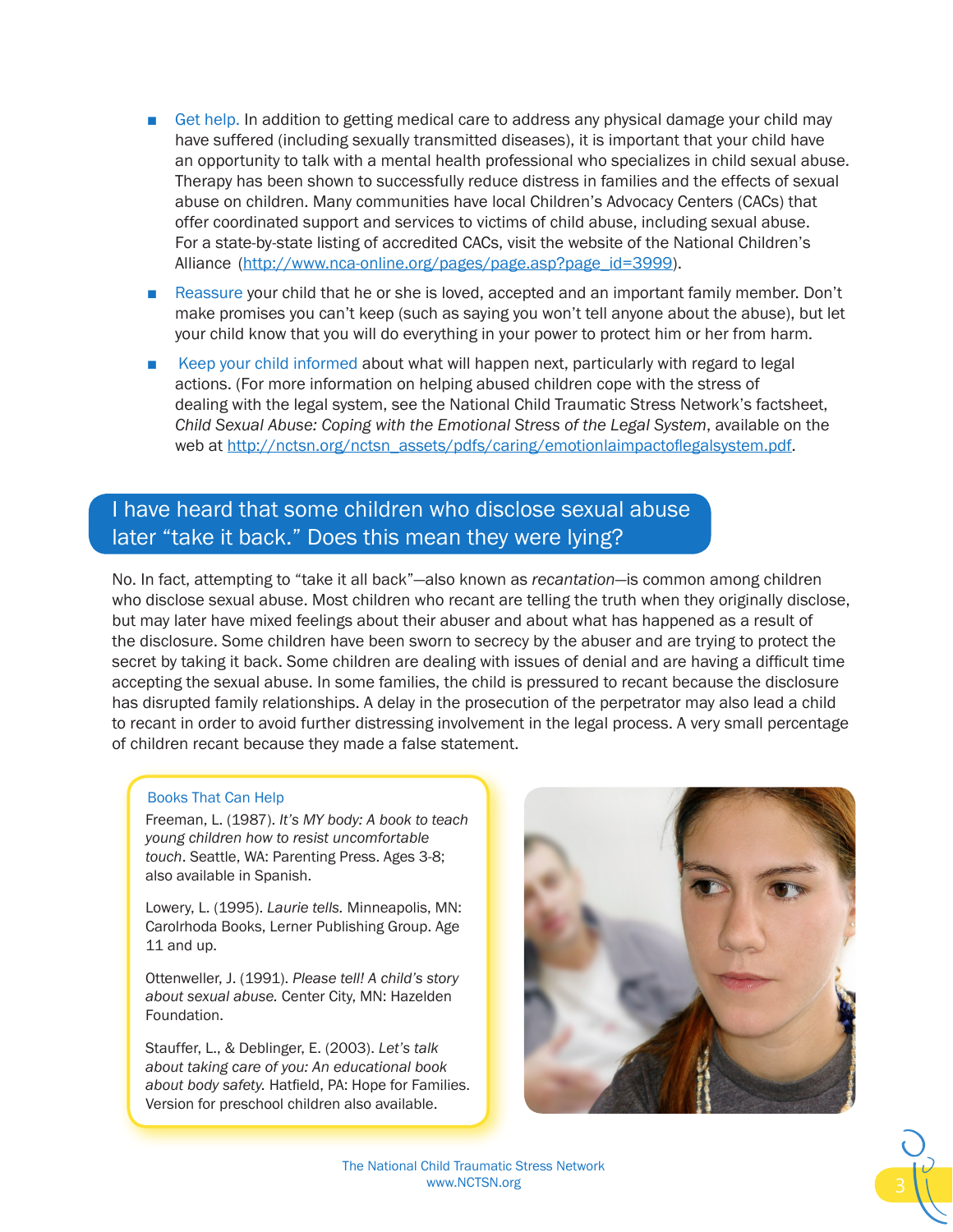- Get help. In addition to getting medical care to address any physical damage your child may have suffered (including sexually transmitted diseases), it is important that your child have an opportunity to talk with a mental health professional who specializes in child sexual abuse. Therapy has been shown to successfully reduce distress in families and the effects of sexual abuse on children. Many communities have local Children's Advocacy Centers (CACs) that offer coordinated support and services to victims of child abuse, including sexual abuse. For a state-by-state listing of accredited CACs, visit the website of the National Children's Alliance (http://www.nca-online.org/pages/page.asp?page_id=3999).
- Reassure your child that he or she is loved, accepted and an important family member. Don't make promises you can't keep (such as saying you won't tell anyone about the abuse), but let your child know that you will do everything in your power to protect him or her from harm.
- Keep your child informed about what will happen next, particularly with regard to legal actions. (For more information on helping abused children cope with the stress of dealing with the legal system, see the National Child Traumatic Stress Network's factsheet, *Child Sexual Abuse: Coping with the Emotional Stress of the Legal System*, available on the web at http://nctsn.org/nctsn_assets/pdfs/caring/emotionlaimpactoflegalsystem.pdf.

## I have heard that some children who disclose sexual abuse later "take it back." Does this mean they were lying?

No. In fact, attempting to "take it all back"—also known as *recantation*—is common among children who disclose sexual abuse. Most children who recant are telling the truth when they originally disclose, but may later have mixed feelings about their abuser and about what has happened as a result of the disclosure. Some children have been sworn to secrecy by the abuser and are trying to protect the secret by taking it back. Some children are dealing with issues of denial and are having a difficult time accepting the sexual abuse. In some families, the child is pressured to recant because the disclosure has disrupted family relationships. A delay in the prosecution of the perpetrator may also lead a child to recant in order to avoid further distressing involvement in the legal process. A very small percentage of children recant because they made a false statement.

### Books That Can Help

Freeman, L. (1987). *It's MY body: A book to teach young children how to resist uncomfortable touch*. Seattle, WA: Parenting Press. Ages 3-8; also available in Spanish.

Lowery, L. (1995). *Laurie tells.* Minneapolis, MN: Carolrhoda Books, Lerner Publishing Group. Age 11 and up.

Ottenweller, J. (1991). *Please tell! A child's story about sexual abuse.* Center City, MN: Hazelden Foundation.

Stauffer, L., & Deblinger, E. (2003). *Let's talk about taking care of you: An educational book about body safety.* Hatfield, PA: Hope for Families. Version for preschool children also available.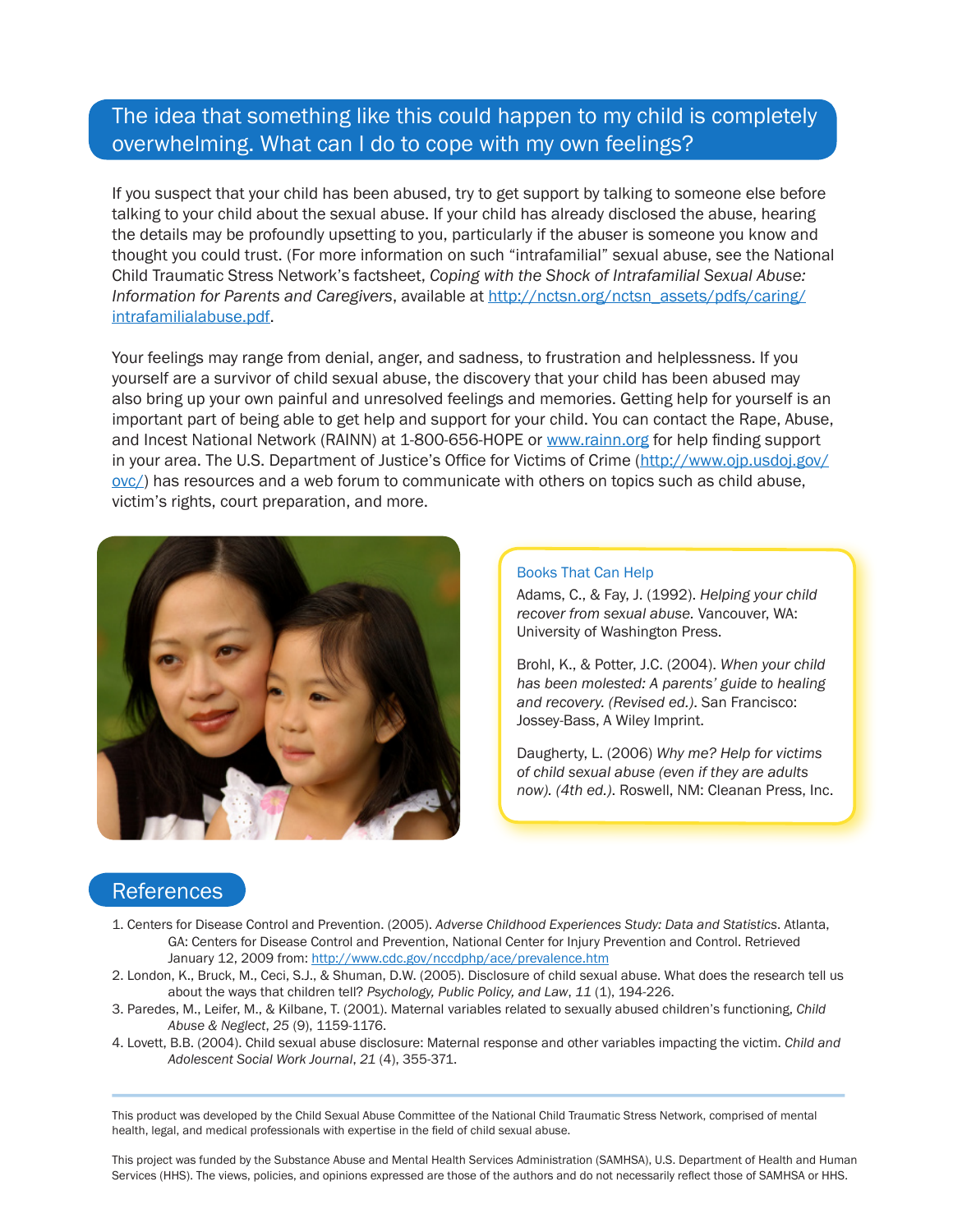## The idea that something like this could happen to my child is completely overwhelming. What can I do to cope with my own feelings?

If you suspect that your child has been abused, try to get support by talking to someone else before talking to your child about the sexual abuse. If your child has already disclosed the abuse, hearing the details may be profoundly upsetting to you, particularly if the abuser is someone you know and thought you could trust. (For more information on such "intrafamilial" sexual abuse, see the National Child Traumatic Stress Network's factsheet, *Coping with the Shock of Intrafamilial Sexual Abuse: Information for Parents and Caregivers*, available at http://nctsn.org/nctsn_assets/pdfs/caring/intrafamilialabuse.pdf.

Your feelings may range from denial, anger, and sadness, to frustration and helplessness. If you yourself are a survivor of child sexual abuse, the discovery that your child has been abused may also bring up your own painful and unresolved feelings and memories. Getting help for yourself is an important part of being able to get help and support for your child. You can contact the Rape, Abuse, and Incest National Network (RAINN) at 1-800-656-HOPE or www.rainn.org for help finding support in your area. The U.S. Department of Justice's Office for Victims of Crime (http://www.ojp.usdoj.gov/ovc/) has resources and a web forum to communicate with others on topics such as child abuse, victim's rights, court preparation, and more.

### Books That Can Help

Adams, C., & Fay, J. (1992). *Helping your child recover from sexual abuse.* Vancouver, WA: University of Washington Press.

Brohl, K., & Potter, J.C. (2004). *When your child has been molested: A parents' guide to healing and recovery. (Revised ed.)*. San Francisco: Jossey-Bass, A Wiley Imprint.

Daugherty, L. (2006) *Why me? Help for victims of child sexual abuse (even if they are adults now). (4th ed.)*. Roswell, NM: Cleanan Press, Inc.

## References

1. Centers for Disease Control and Prevention. (2005). *Adverse Childhood Experiences Study: Data and Statistics*. Atlanta, GA: Centers for Disease Control and Prevention, National Center for Injury Prevention and Control. Retrieved January 12, 2009 from: http://www.cdc.gov/nccdphp/ace/prevalence.htm
2. London, K., Bruck, M., Ceci, S.J., & Shuman, D.W. (2005). Disclosure of child sexual abuse. What does the research tell us about the ways that children tell? *Psychology, Public Policy, and Law*, *11* (1), 194-226.
3. Paredes, M., Leifer, M., & Kilbane, T. (2001). Maternal variables related to sexually abused children's functioning, *Child Abuse & Neglect*, *25* (9), 1159-1176.
4. Lovett, B.B. (2004). Child sexual abuse disclosure: Maternal response and other variables impacting the victim. *Child and Adolescent Social Work Journal*, *21* (4), 355-371.

---

This product was developed by the Child Sexual Abuse Committee of the National Child Traumatic Stress Network, comprised of mental health, legal, and medical professionals with expertise in the field of child sexual abuse.

This project was funded by the Substance Abuse and Mental Health Services Administration (SAMHSA), U.S. Department of Health and Human Services (HHS). The views, policies, and opinions expressed are those of the authors and do not necessarily reflect those of SAMHSA or HHS.